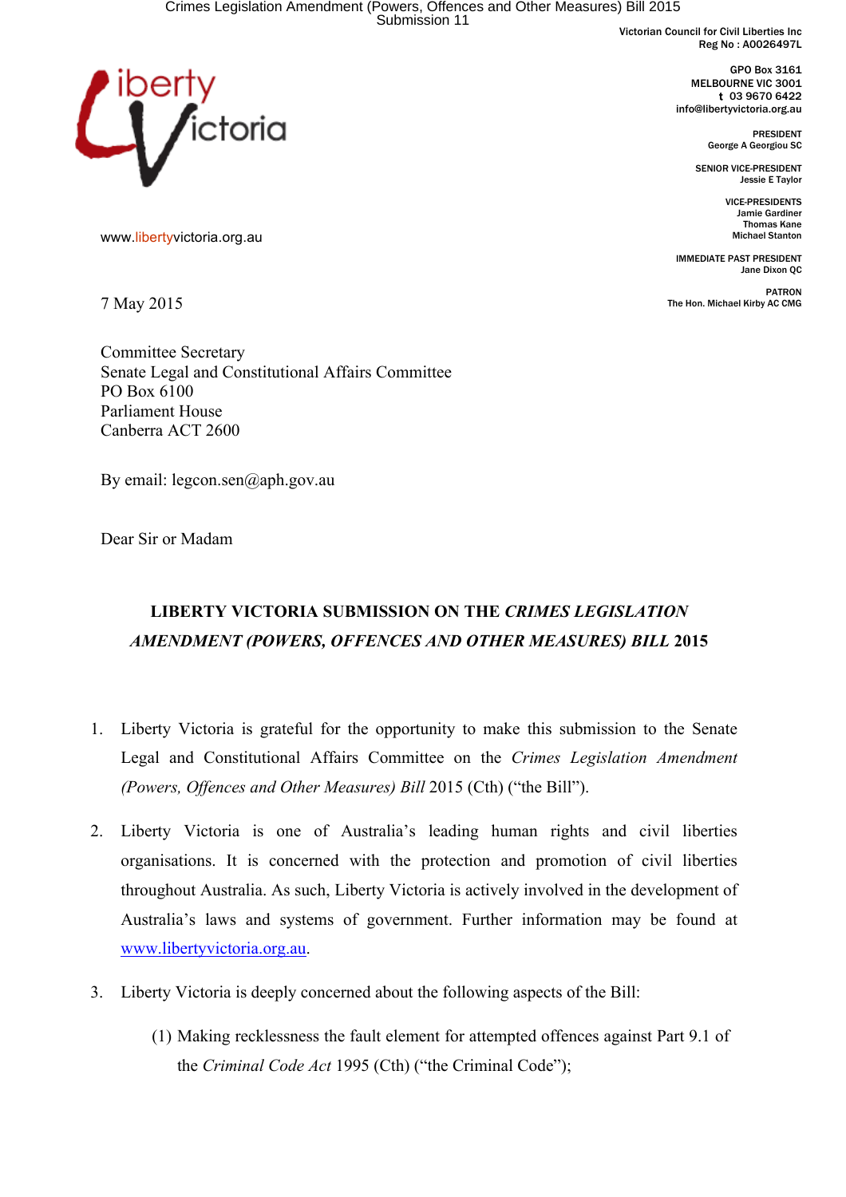Victorian Council for Civil Liberties Inc
Reg No : A0026497L

GPO Box 3161
MELBOURNE VIC 3001
t 03 9670 6422
info@libertyvictoria.org.au

PRESIDENT
George A Georgiou SC

SENIOR VICE-PRESIDENT
Jessie E Taylor

VICE-PRESIDENTS
Jamie Gardiner
Thomas Kane
Michael Stanton

IMMEDIATE PAST PRESIDENT
Jane Dixon QC

PATRON
The Hon. Michael Kirby AC CMG

www.libertyvictoria.org.au

7 May 2015

Committee Secretary
Senate Legal and Constitutional Affairs Committee
PO Box 6100
Parliament House
Canberra ACT 2600

By email: legcon.sen@aph.gov.au

Dear Sir or Madam

## LIBERTY VICTORIA SUBMISSION ON THE *CRIMES LEGISLATION AMENDMENT (POWERS, OFFENCES AND OTHER MEASURES) BILL* 2015

1. Liberty Victoria is grateful for the opportunity to make this submission to the Senate Legal and Constitutional Affairs Committee on the *Crimes Legislation Amendment (Powers, Offences and Other Measures) Bill* 2015 (Cth) ("the Bill").

2. Liberty Victoria is one of Australia's leading human rights and civil liberties organisations. It is concerned with the protection and promotion of civil liberties throughout Australia. As such, Liberty Victoria is actively involved in the development of Australia's laws and systems of government. Further information may be found at www.libertyvictoria.org.au.

3. Liberty Victoria is deeply concerned about the following aspects of the Bill:

   (1) Making recklessness the fault element for attempted offences against Part 9.1 of the *Criminal Code Act* 1995 (Cth) ("the Criminal Code");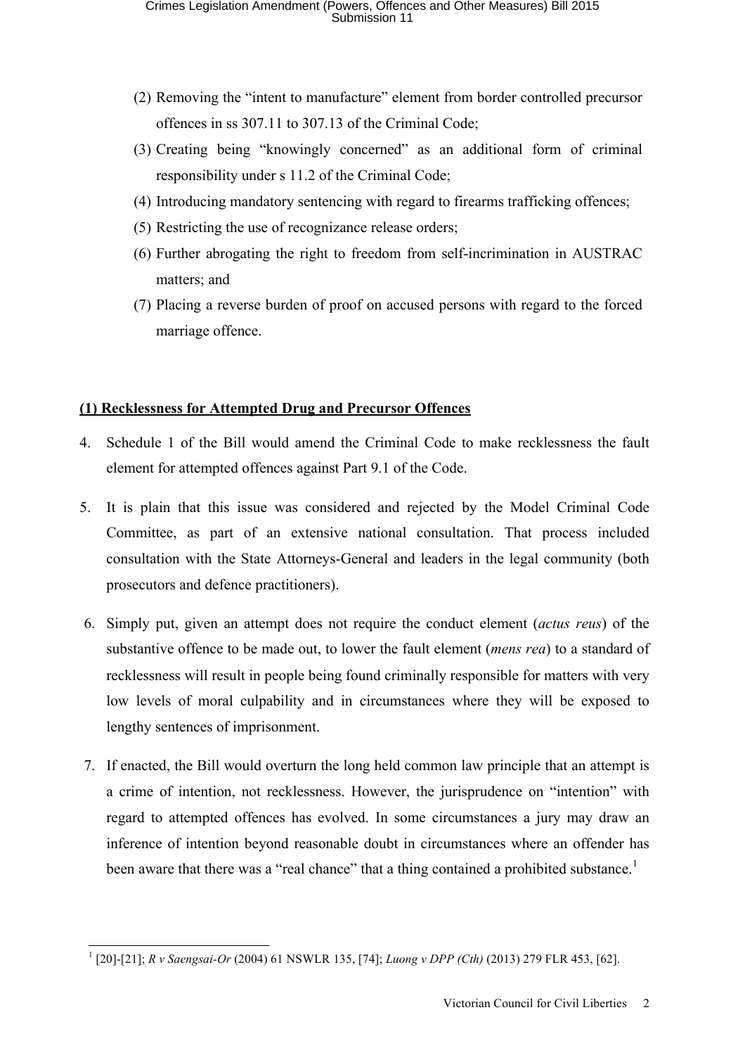(2) Removing the "intent to manufacture" element from border controlled precursor offences in ss 307.11 to 307.13 of the Criminal Code;

(3) Creating being "knowingly concerned" as an additional form of criminal responsibility under s 11.2 of the Criminal Code;

(4) Introducing mandatory sentencing with regard to firearms trafficking offences;

(5) Restricting the use of recognizance release orders;

(6) Further abrogating the right to freedom from self-incrimination in AUSTRAC matters; and

(7) Placing a reverse burden of proof on accused persons with regard to the forced marriage offence.

**(1) Recklessness for Attempted Drug and Precursor Offences**

4. Schedule 1 of the Bill would amend the Criminal Code to make recklessness the fault element for attempted offences against Part 9.1 of the Code.

5. It is plain that this issue was considered and rejected by the Model Criminal Code Committee, as part of an extensive national consultation. That process included consultation with the State Attorneys-General and leaders in the legal community (both prosecutors and defence practitioners).

6. Simply put, given an attempt does not require the conduct element (*actus reus*) of the substantive offence to be made out, to lower the fault element (*mens rea*) to a standard of recklessness will result in people being found criminally responsible for matters with very low levels of moral culpability and in circumstances where they will be exposed to lengthy sentences of imprisonment.

7. If enacted, the Bill would overturn the long held common law principle that an attempt is a crime of intention, not recklessness. However, the jurisprudence on "intention" with regard to attempted offences has evolved. In some circumstances a jury may draw an inference of intention beyond reasonable doubt in circumstances where an offender has been aware that there was a "real chance" that a thing contained a prohibited substance.[1]

---

[1] [20]-[21]; *R v Saengsai-Or* (2004) 61 NSWLR 135, [74]; *Luong v DPP (Cth)* (2013) 279 FLR 453, [62].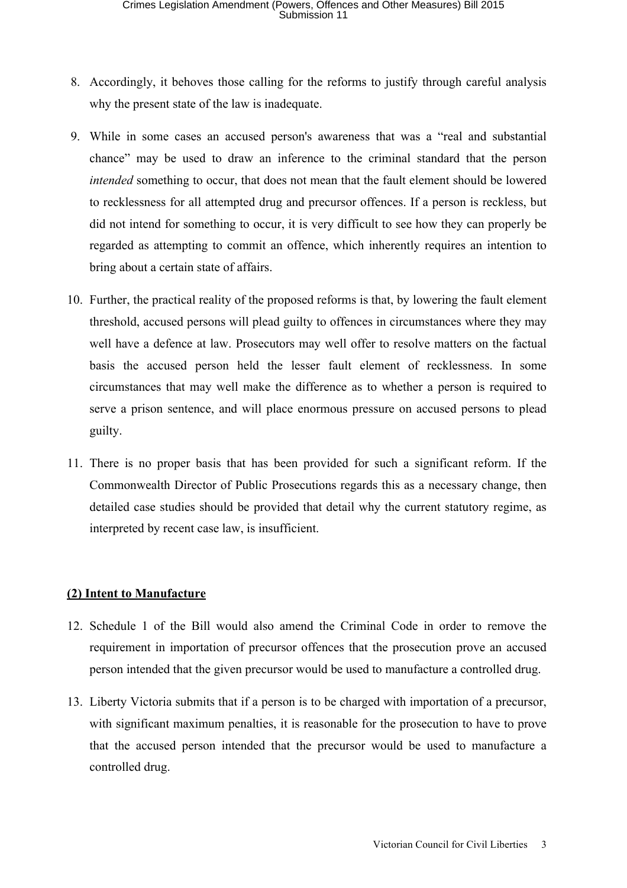8. Accordingly, it behoves those calling for the reforms to justify through careful analysis why the present state of the law is inadequate.

9. While in some cases an accused person's awareness that was a “real and substantial chance” may be used to draw an inference to the criminal standard that the person *intended* something to occur, that does not mean that the fault element should be lowered to recklessness for all attempted drug and precursor offences. If a person is reckless, but did not intend for something to occur, it is very difficult to see how they can properly be regarded as attempting to commit an offence, which inherently requires an intention to bring about a certain state of affairs.

10. Further, the practical reality of the proposed reforms is that, by lowering the fault element threshold, accused persons will plead guilty to offences in circumstances where they may well have a defence at law. Prosecutors may well offer to resolve matters on the factual basis the accused person held the lesser fault element of recklessness. In some circumstances that may well make the difference as to whether a person is required to serve a prison sentence, and will place enormous pressure on accused persons to plead guilty.

11. There is no proper basis that has been provided for such a significant reform. If the Commonwealth Director of Public Prosecutions regards this as a necessary change, then detailed case studies should be provided that detail why the current statutory regime, as interpreted by recent case law, is insufficient.

## (2) Intent to Manufacture

12. Schedule 1 of the Bill would also amend the Criminal Code in order to remove the requirement in importation of precursor offences that the prosecution prove an accused person intended that the given precursor would be used to manufacture a controlled drug.

13. Liberty Victoria submits that if a person is to be charged with importation of a precursor, with significant maximum penalties, it is reasonable for the prosecution to have to prove that the accused person intended that the precursor would be used to manufacture a controlled drug.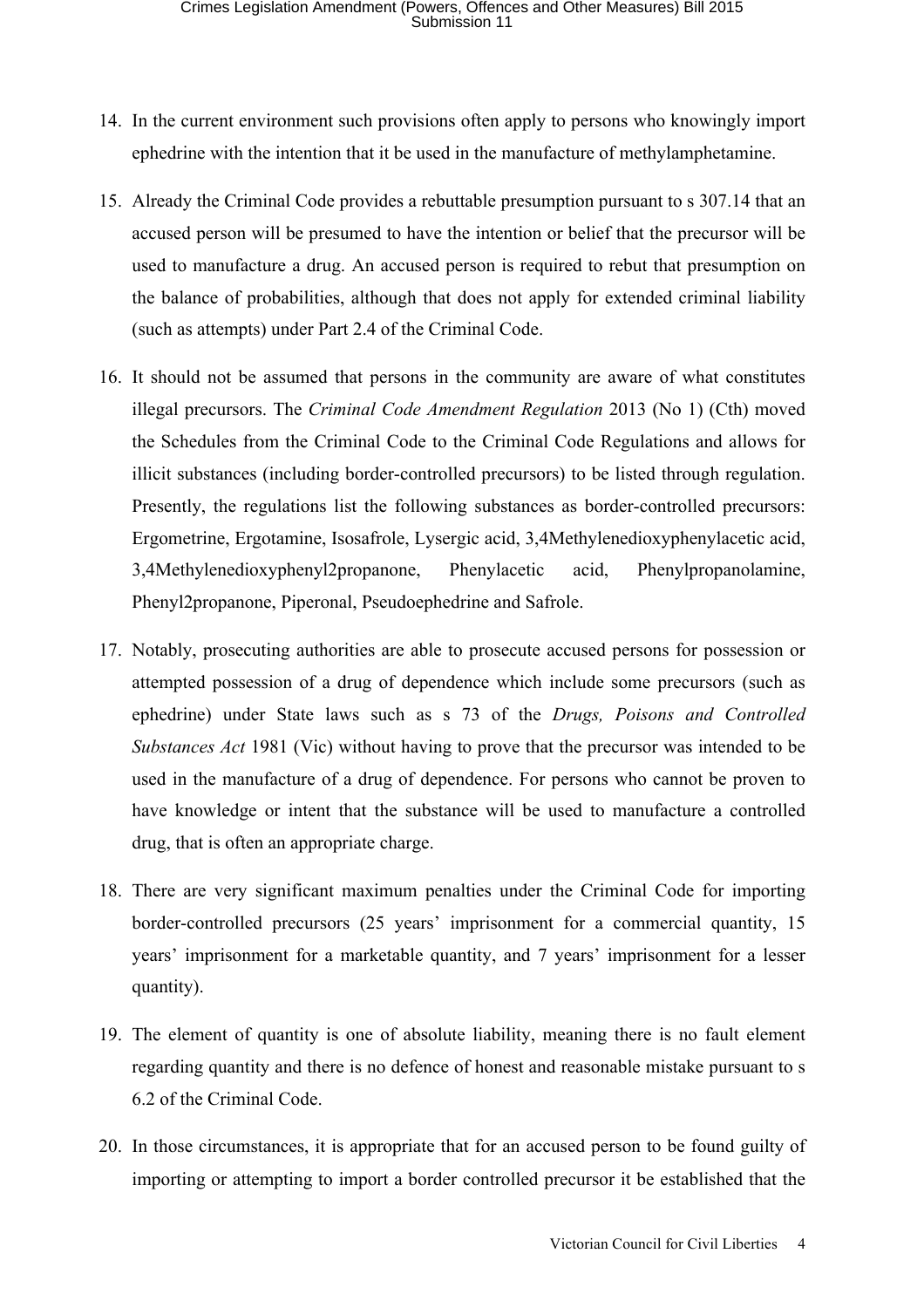14. In the current environment such provisions often apply to persons who knowingly import ephedrine with the intention that it be used in the manufacture of methylamphetamine.

15. Already the Criminal Code provides a rebuttable presumption pursuant to s 307.14 that an accused person will be presumed to have the intention or belief that the precursor will be used to manufacture a drug. An accused person is required to rebut that presumption on the balance of probabilities, although that does not apply for extended criminal liability (such as attempts) under Part 2.4 of the Criminal Code.

16. It should not be assumed that persons in the community are aware of what constitutes illegal precursors. The *Criminal Code Amendment Regulation* 2013 (No 1) (Cth) moved the Schedules from the Criminal Code to the Criminal Code Regulations and allows for illicit substances (including border-controlled precursors) to be listed through regulation. Presently, the regulations list the following substances as border-controlled precursors: Ergometrine, Ergotamine, Isosafrole, Lysergic acid, 3,4Methylenedioxyphenylacetic acid, 3,4Methylenedioxyphenyl2propanone, Phenylacetic acid, Phenylpropanolamine, Phenyl2propanone, Piperonal, Pseudoephedrine and Safrole.

17. Notably, prosecuting authorities are able to prosecute accused persons for possession or attempted possession of a drug of dependence which include some precursors (such as ephedrine) under State laws such as s 73 of the *Drugs, Poisons and Controlled Substances Act* 1981 (Vic) without having to prove that the precursor was intended to be used in the manufacture of a drug of dependence. For persons who cannot be proven to have knowledge or intent that the substance will be used to manufacture a controlled drug, that is often an appropriate charge.

18. There are very significant maximum penalties under the Criminal Code for importing border-controlled precursors (25 years' imprisonment for a commercial quantity, 15 years' imprisonment for a marketable quantity, and 7 years' imprisonment for a lesser quantity).

19. The element of quantity is one of absolute liability, meaning there is no fault element regarding quantity and there is no defence of honest and reasonable mistake pursuant to s 6.2 of the Criminal Code.

20. In those circumstances, it is appropriate that for an accused person to be found guilty of importing or attempting to import a border controlled precursor it be established that the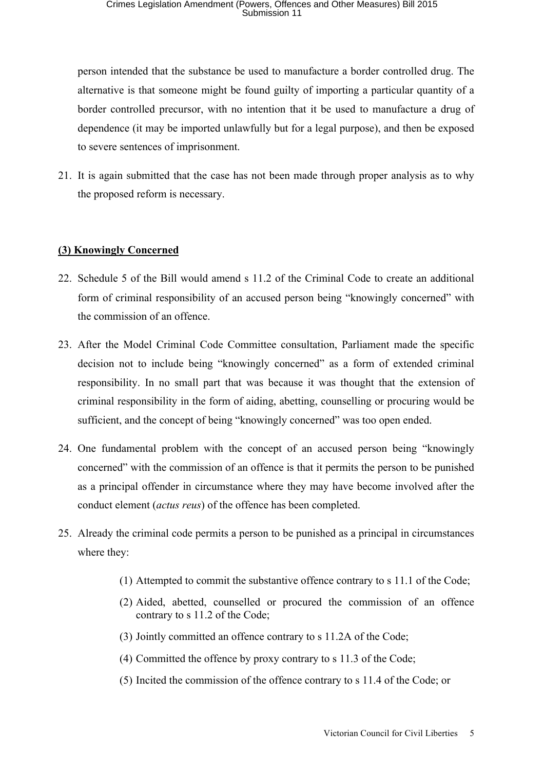person intended that the substance be used to manufacture a border controlled drug. The alternative is that someone might be found guilty of importing a particular quantity of a border controlled precursor, with no intention that it be used to manufacture a drug of dependence (it may be imported unlawfully but for a legal purpose), and then be exposed to severe sentences of imprisonment.

21. It is again submitted that the case has not been made through proper analysis as to why the proposed reform is necessary.

**(3) Knowingly Concerned**

22. Schedule 5 of the Bill would amend s 11.2 of the Criminal Code to create an additional form of criminal responsibility of an accused person being "knowingly concerned" with the commission of an offence.

23. After the Model Criminal Code Committee consultation, Parliament made the specific decision not to include being "knowingly concerned" as a form of extended criminal responsibility. In no small part that was because it was thought that the extension of criminal responsibility in the form of aiding, abetting, counselling or procuring would be sufficient, and the concept of being "knowingly concerned" was too open ended.

24. One fundamental problem with the concept of an accused person being "knowingly concerned" with the commission of an offence is that it permits the person to be punished as a principal offender in circumstance where they may have become involved after the conduct element (*actus reus*) of the offence has been completed.

25. Already the criminal code permits a person to be punished as a principal in circumstances where they:

    (1) Attempted to commit the substantive offence contrary to s 11.1 of the Code;

    (2) Aided, abetted, counselled or procured the commission of an offence contrary to s 11.2 of the Code;

    (3) Jointly committed an offence contrary to s 11.2A of the Code;

    (4) Committed the offence by proxy contrary to s 11.3 of the Code;

    (5) Incited the commission of the offence contrary to s 11.4 of the Code; or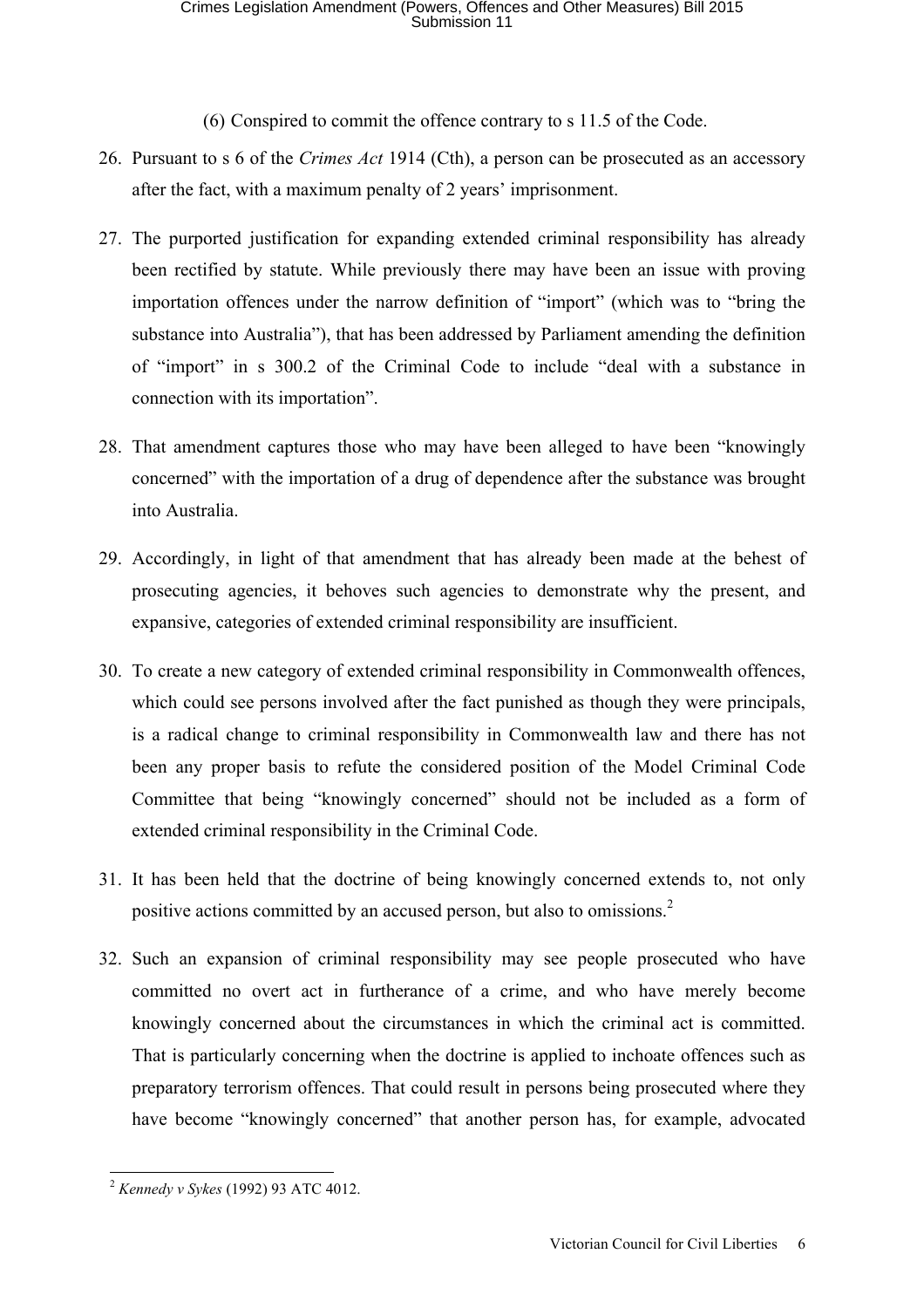(6) Conspired to commit the offence contrary to s 11.5 of the Code.

26. Pursuant to s 6 of the *Crimes Act* 1914 (Cth), a person can be prosecuted as an accessory after the fact, with a maximum penalty of 2 years' imprisonment.

27. The purported justification for expanding extended criminal responsibility has already been rectified by statute. While previously there may have been an issue with proving importation offences under the narrow definition of "import" (which was to "bring the substance into Australia"), that has been addressed by Parliament amending the definition of "import" in s 300.2 of the Criminal Code to include "deal with a substance in connection with its importation".

28. That amendment captures those who may have been alleged to have been "knowingly concerned" with the importation of a drug of dependence after the substance was brought into Australia.

29. Accordingly, in light of that amendment that has already been made at the behest of prosecuting agencies, it behoves such agencies to demonstrate why the present, and expansive, categories of extended criminal responsibility are insufficient.

30. To create a new category of extended criminal responsibility in Commonwealth offences, which could see persons involved after the fact punished as though they were principals, is a radical change to criminal responsibility in Commonwealth law and there has not been any proper basis to refute the considered position of the Model Criminal Code Committee that being "knowingly concerned" should not be included as a form of extended criminal responsibility in the Criminal Code.

31. It has been held that the doctrine of being knowingly concerned extends to, not only positive actions committed by an accused person, but also to omissions.[2]

32. Such an expansion of criminal responsibility may see people prosecuted who have committed no overt act in furtherance of a crime, and who have merely become knowingly concerned about the circumstances in which the criminal act is committed. That is particularly concerning when the doctrine is applied to inchoate offences such as preparatory terrorism offences. That could result in persons being prosecuted where they have become "knowingly concerned" that another person has, for example, advocated

[2] *Kennedy v Sykes* (1992) 93 ATC 4012.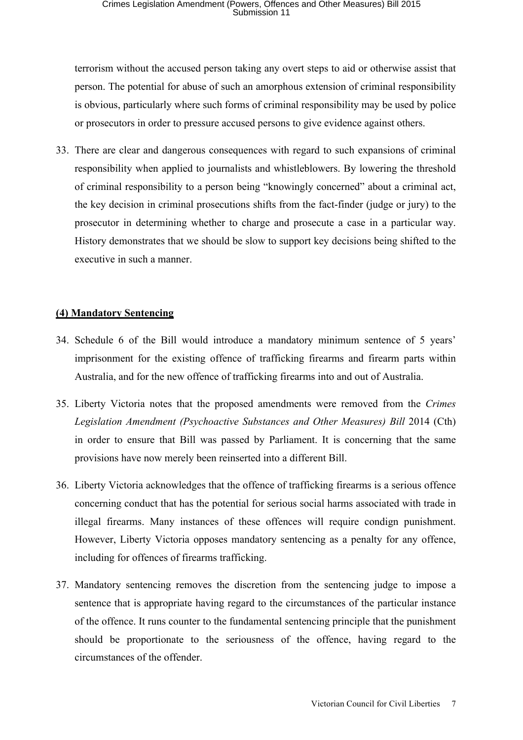terrorism without the accused person taking any overt steps to aid or otherwise assist that person. The potential for abuse of such an amorphous extension of criminal responsibility is obvious, particularly where such forms of criminal responsibility may be used by police or prosecutors in order to pressure accused persons to give evidence against others.

33. There are clear and dangerous consequences with regard to such expansions of criminal responsibility when applied to journalists and whistleblowers. By lowering the threshold of criminal responsibility to a person being "knowingly concerned" about a criminal act, the key decision in criminal prosecutions shifts from the fact-finder (judge or jury) to the prosecutor in determining whether to charge and prosecute a case in a particular way. History demonstrates that we should be slow to support key decisions being shifted to the executive in such a manner.

**(4) Mandatory Sentencing**

34. Schedule 6 of the Bill would introduce a mandatory minimum sentence of 5 years' imprisonment for the existing offence of trafficking firearms and firearm parts within Australia, and for the new offence of trafficking firearms into and out of Australia.

35. Liberty Victoria notes that the proposed amendments were removed from the *Crimes Legislation Amendment (Psychoactive Substances and Other Measures) Bill* 2014 (Cth) in order to ensure that Bill was passed by Parliament. It is concerning that the same provisions have now merely been reinserted into a different Bill.

36. Liberty Victoria acknowledges that the offence of trafficking firearms is a serious offence concerning conduct that has the potential for serious social harms associated with trade in illegal firearms. Many instances of these offences will require condign punishment. However, Liberty Victoria opposes mandatory sentencing as a penalty for any offence, including for offences of firearms trafficking.

37. Mandatory sentencing removes the discretion from the sentencing judge to impose a sentence that is appropriate having regard to the circumstances of the particular instance of the offence. It runs counter to the fundamental sentencing principle that the punishment should be proportionate to the seriousness of the offence, having regard to the circumstances of the offender.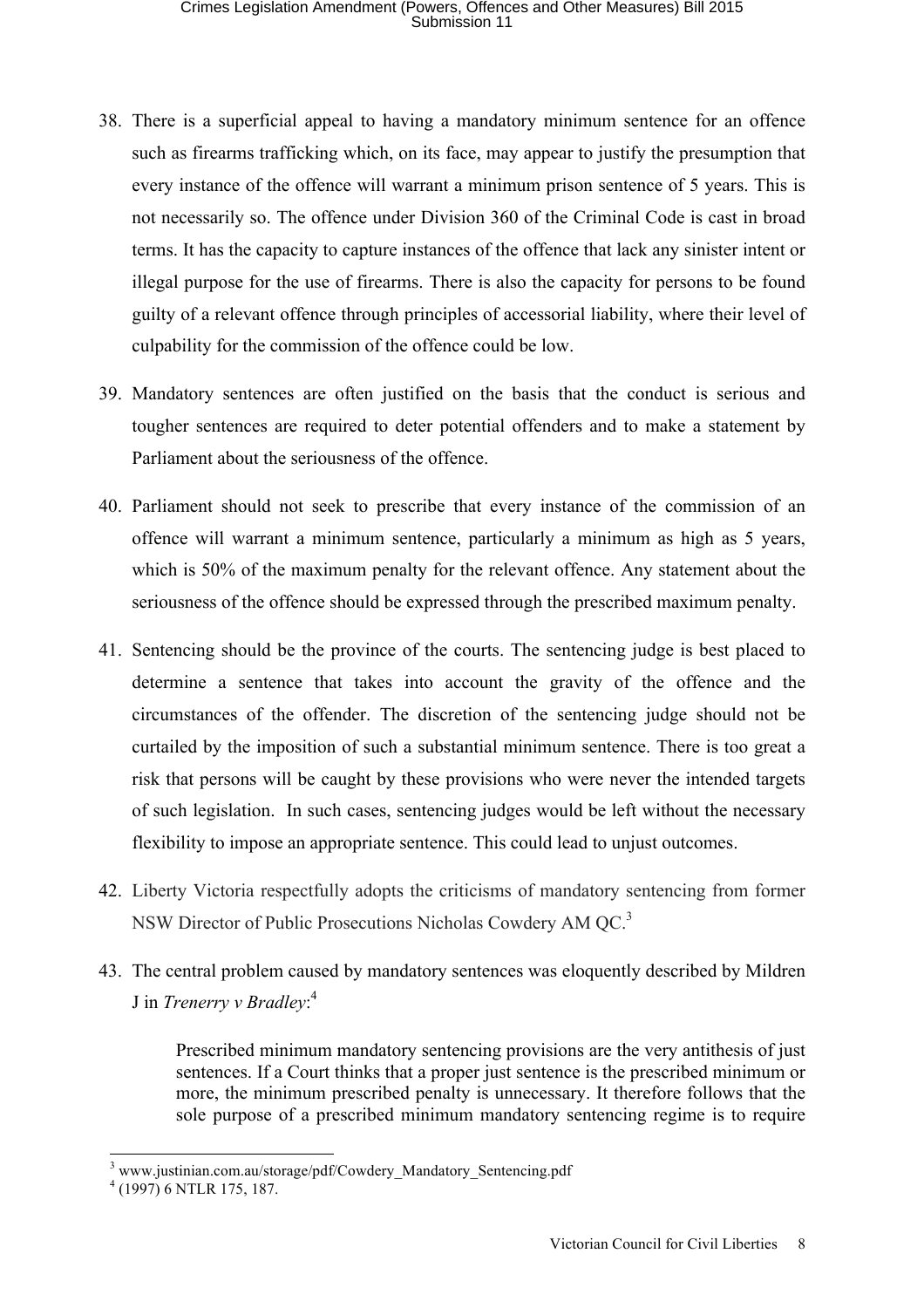38. There is a superficial appeal to having a mandatory minimum sentence for an offence such as firearms trafficking which, on its face, may appear to justify the presumption that every instance of the offence will warrant a minimum prison sentence of 5 years. This is not necessarily so. The offence under Division 360 of the Criminal Code is cast in broad terms. It has the capacity to capture instances of the offence that lack any sinister intent or illegal purpose for the use of firearms. There is also the capacity for persons to be found guilty of a relevant offence through principles of accessorial liability, where their level of culpability for the commission of the offence could be low.

39. Mandatory sentences are often justified on the basis that the conduct is serious and tougher sentences are required to deter potential offenders and to make a statement by Parliament about the seriousness of the offence.

40. Parliament should not seek to prescribe that every instance of the commission of an offence will warrant a minimum sentence, particularly a minimum as high as 5 years, which is 50% of the maximum penalty for the relevant offence. Any statement about the seriousness of the offence should be expressed through the prescribed maximum penalty.

41. Sentencing should be the province of the courts. The sentencing judge is best placed to determine a sentence that takes into account the gravity of the offence and the circumstances of the offender. The discretion of the sentencing judge should not be curtailed by the imposition of such a substantial minimum sentence. There is too great a risk that persons will be caught by these provisions who were never the intended targets of such legislation. In such cases, sentencing judges would be left without the necessary flexibility to impose an appropriate sentence. This could lead to unjust outcomes.

42. Liberty Victoria respectfully adopts the criticisms of mandatory sentencing from former NSW Director of Public Prosecutions Nicholas Cowdery AM QC.[3]

43. The central problem caused by mandatory sentences was eloquently described by Mildren J in *Trenerry v Bradley*:[4]

> Prescribed minimum mandatory sentencing provisions are the very antithesis of just sentences. If a Court thinks that a proper just sentence is the prescribed minimum or more, the minimum prescribed penalty is unnecessary. It therefore follows that the sole purpose of a prescribed minimum mandatory sentencing regime is to require

---

[3] www.justinian.com.au/storage/pdf/Cowdery_Mandatory_Sentencing.pdf

[4] (1997) 6 NTLR 175, 187.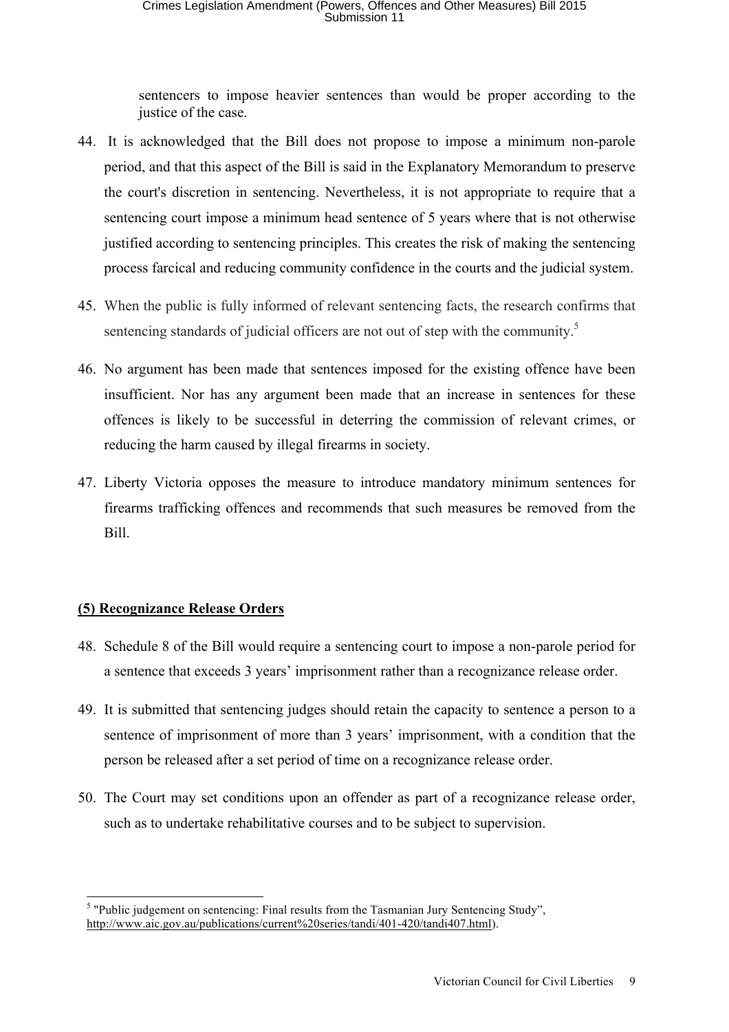sentencers to impose heavier sentences than would be proper according to the justice of the case.

44. It is acknowledged that the Bill does not propose to impose a minimum non-parole period, and that this aspect of the Bill is said in the Explanatory Memorandum to preserve the court's discretion in sentencing. Nevertheless, it is not appropriate to require that a sentencing court impose a minimum head sentence of 5 years where that is not otherwise justified according to sentencing principles. This creates the risk of making the sentencing process farcical and reducing community confidence in the courts and the judicial system.

45. When the public is fully informed of relevant sentencing facts, the research confirms that sentencing standards of judicial officers are not out of step with the community.[5]

46. No argument has been made that sentences imposed for the existing offence have been insufficient. Nor has any argument been made that an increase in sentences for these offences is likely to be successful in deterring the commission of relevant crimes, or reducing the harm caused by illegal firearms in society.

47. Liberty Victoria opposes the measure to introduce mandatory minimum sentences for firearms trafficking offences and recommends that such measures be removed from the Bill.

**(5) Recognizance Release Orders**

48. Schedule 8 of the Bill would require a sentencing court to impose a non-parole period for a sentence that exceeds 3 years' imprisonment rather than a recognizance release order.

49. It is submitted that sentencing judges should retain the capacity to sentence a person to a sentence of imprisonment of more than 3 years' imprisonment, with a condition that the person be released after a set period of time on a recognizance release order.

50. The Court may set conditions upon an offender as part of a recognizance release order, such as to undertake rehabilitative courses and to be subject to supervision.

---

[5] "Public judgement on sentencing: Final results from the Tasmanian Jury Sentencing Study", http://www.aic.gov.au/publications/current%20series/tandi/401-420/tandi407.html).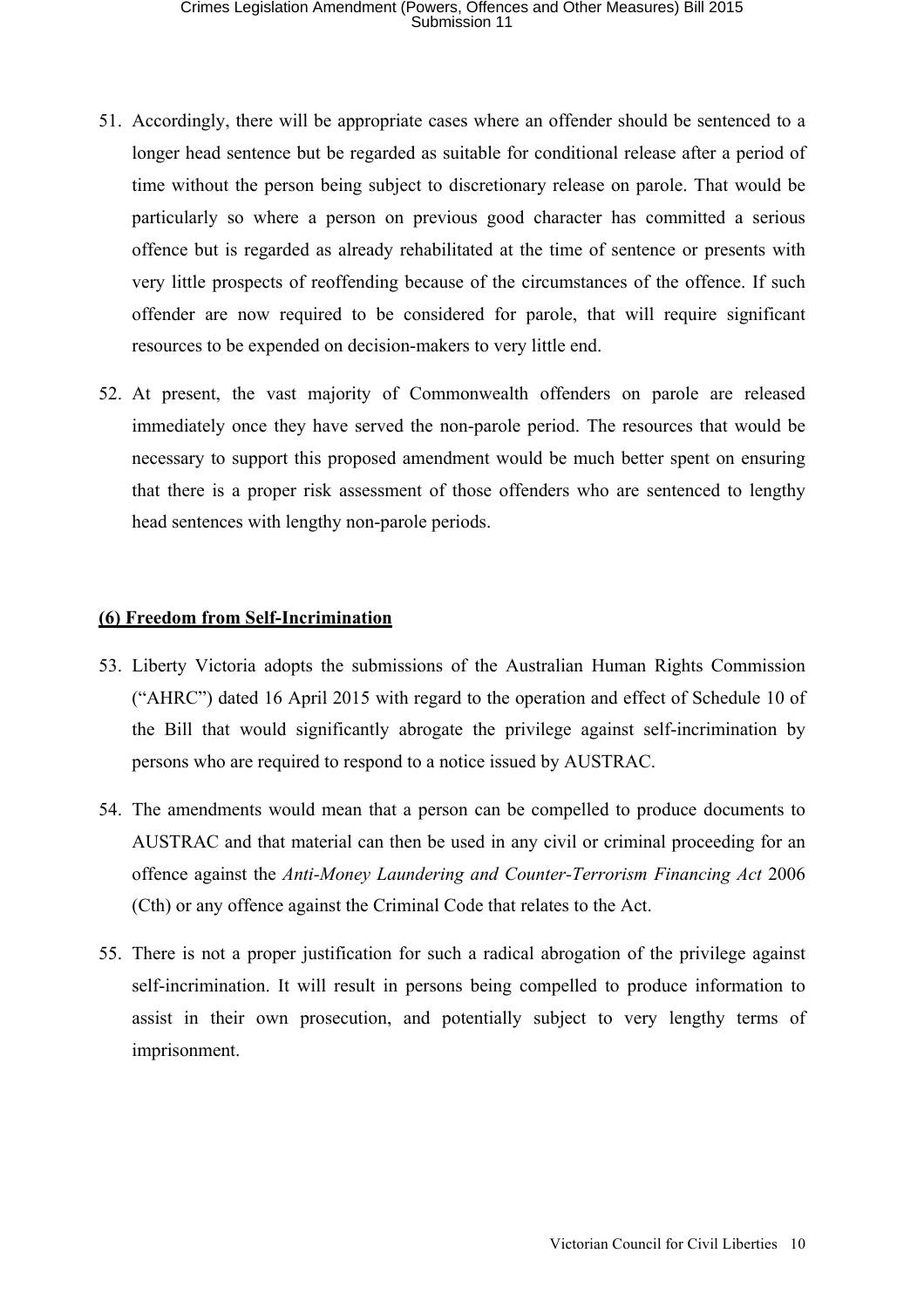51. Accordingly, there will be appropriate cases where an offender should be sentenced to a longer head sentence but be regarded as suitable for conditional release after a period of time without the person being subject to discretionary release on parole. That would be particularly so where a person on previous good character has committed a serious offence but is regarded as already rehabilitated at the time of sentence or presents with very little prospects of reoffending because of the circumstances of the offence. If such offender are now required to be considered for parole, that will require significant resources to be expended on decision-makers to very little end.

52. At present, the vast majority of Commonwealth offenders on parole are released immediately once they have served the non-parole period. The resources that would be necessary to support this proposed amendment would be much better spent on ensuring that there is a proper risk assessment of those offenders who are sentenced to lengthy head sentences with lengthy non-parole periods.

**(6) Freedom from Self-Incrimination**

53. Liberty Victoria adopts the submissions of the Australian Human Rights Commission ("AHRC") dated 16 April 2015 with regard to the operation and effect of Schedule 10 of the Bill that would significantly abrogate the privilege against self-incrimination by persons who are required to respond to a notice issued by AUSTRAC.

54. The amendments would mean that a person can be compelled to produce documents to AUSTRAC and that material can then be used in any civil or criminal proceeding for an offence against the *Anti-Money Laundering and Counter-Terrorism Financing Act* 2006 (Cth) or any offence against the Criminal Code that relates to the Act.

55. There is not a proper justification for such a radical abrogation of the privilege against self-incrimination. It will result in persons being compelled to produce information to assist in their own prosecution, and potentially subject to very lengthy terms of imprisonment.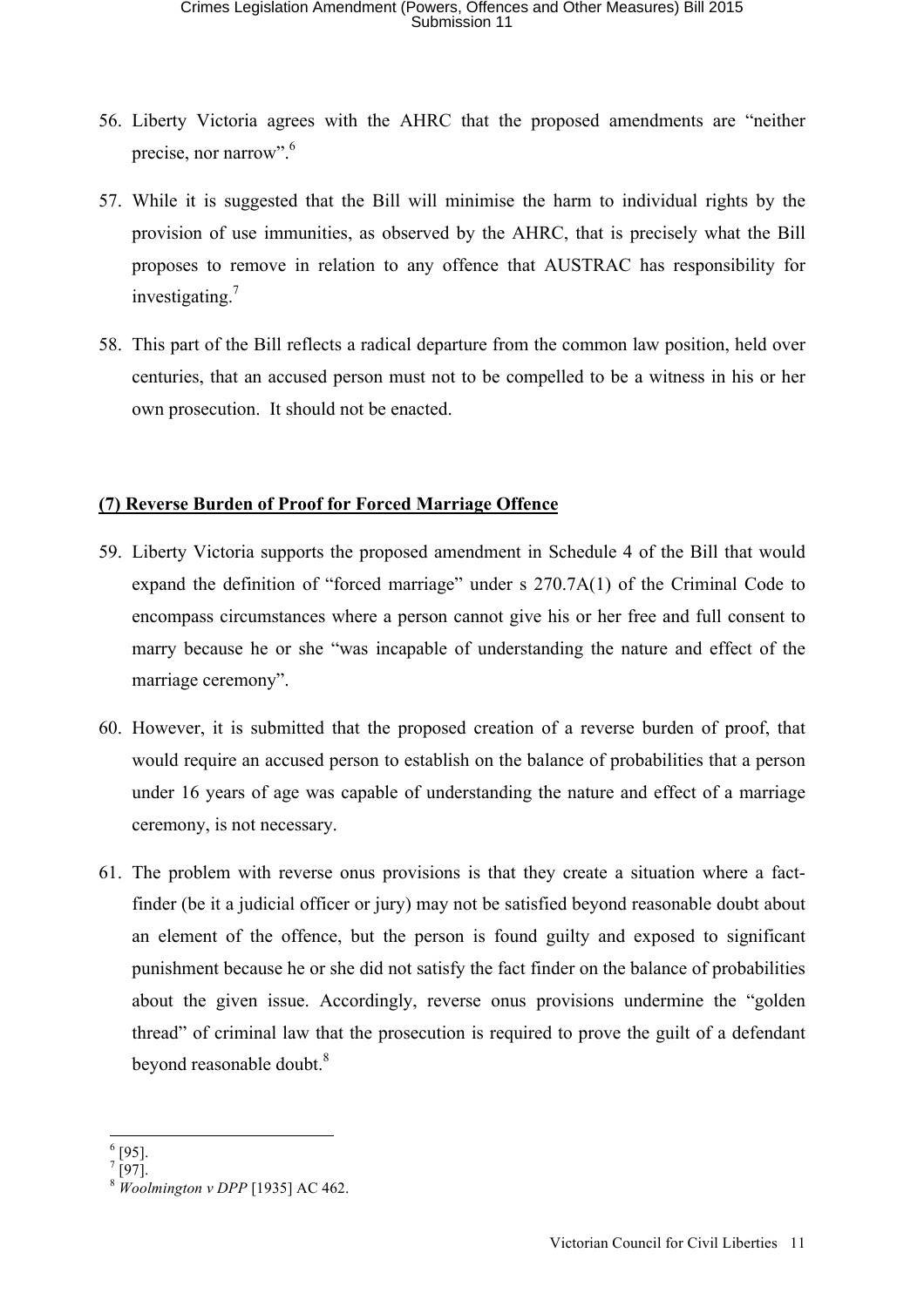56. Liberty Victoria agrees with the AHRC that the proposed amendments are "neither precise, nor narrow".[6]

57. While it is suggested that the Bill will minimise the harm to individual rights by the provision of use immunities, as observed by the AHRC, that is precisely what the Bill proposes to remove in relation to any offence that AUSTRAC has responsibility for investigating.[7]

58. This part of the Bill reflects a radical departure from the common law position, held over centuries, that an accused person must not to be compelled to be a witness in his or her own prosecution. It should not be enacted.

**(7) Reverse Burden of Proof for Forced Marriage Offence**

59. Liberty Victoria supports the proposed amendment in Schedule 4 of the Bill that would expand the definition of "forced marriage" under s 270.7A(1) of the Criminal Code to encompass circumstances where a person cannot give his or her free and full consent to marry because he or she "was incapable of understanding the nature and effect of the marriage ceremony".

60. However, it is submitted that the proposed creation of a reverse burden of proof, that would require an accused person to establish on the balance of probabilities that a person under 16 years of age was capable of understanding the nature and effect of a marriage ceremony, is not necessary.

61. The problem with reverse onus provisions is that they create a situation where a fact-finder (be it a judicial officer or jury) may not be satisfied beyond reasonable doubt about an element of the offence, but the person is found guilty and exposed to significant punishment because he or she did not satisfy the fact finder on the balance of probabilities about the given issue. Accordingly, reverse onus provisions undermine the "golden thread" of criminal law that the prosecution is required to prove the guilt of a defendant beyond reasonable doubt.[8]

---

[6] [95].

[7] [97].

[8] *Woolmington v DPP* [1935] AC 462.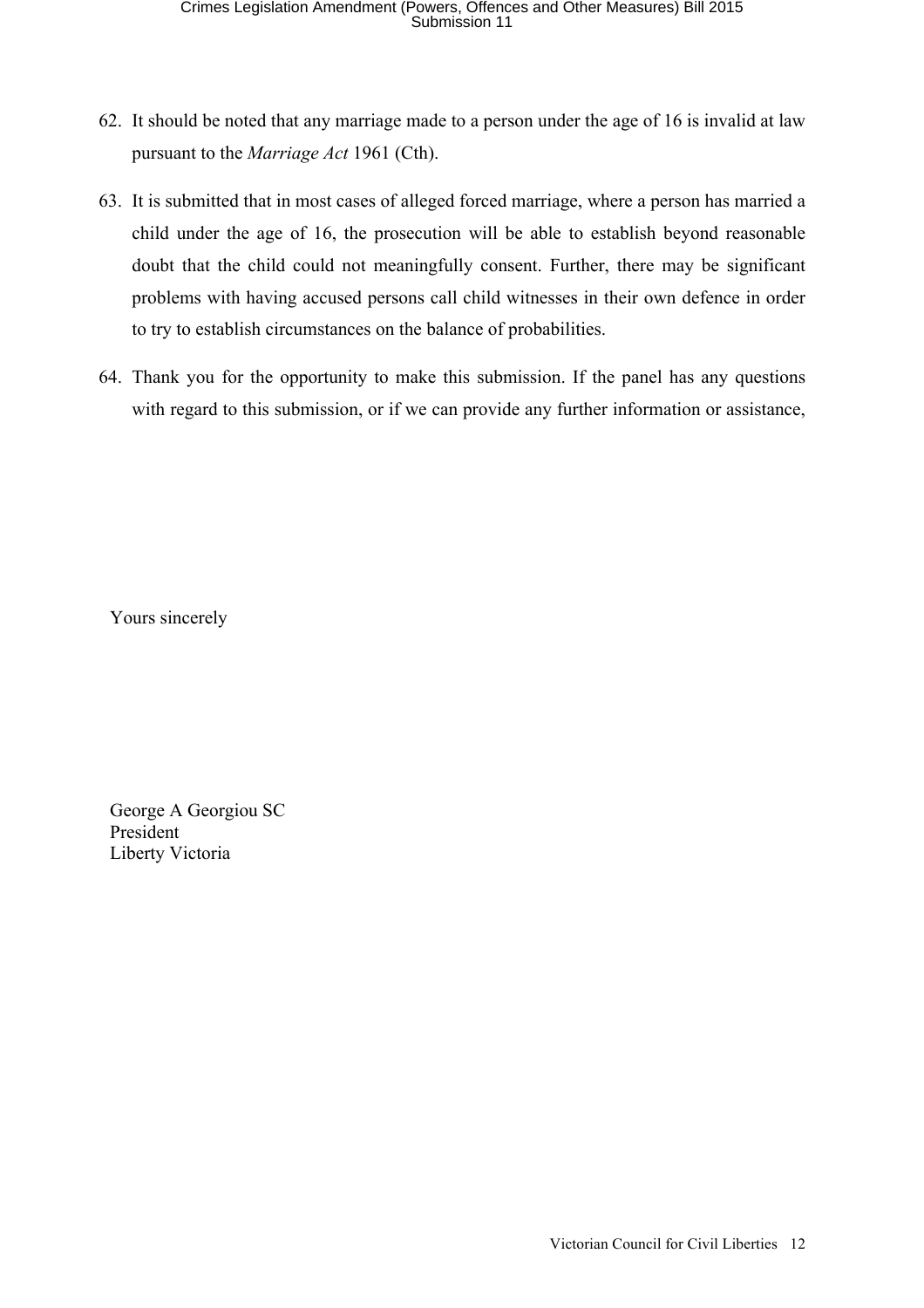62. It should be noted that any marriage made to a person under the age of 16 is invalid at law pursuant to the *Marriage Act* 1961 (Cth).

63. It is submitted that in most cases of alleged forced marriage, where a person has married a child under the age of 16, the prosecution will be able to establish beyond reasonable doubt that the child could not meaningfully consent. Further, there may be significant problems with having accused persons call child witnesses in their own defence in order to try to establish circumstances on the balance of probabilities.

64. Thank you for the opportunity to make this submission. If the panel has any questions with regard to this submission, or if we can provide any further information or assistance,

Yours sincerely

George A Georgiou SC
President
Liberty Victoria